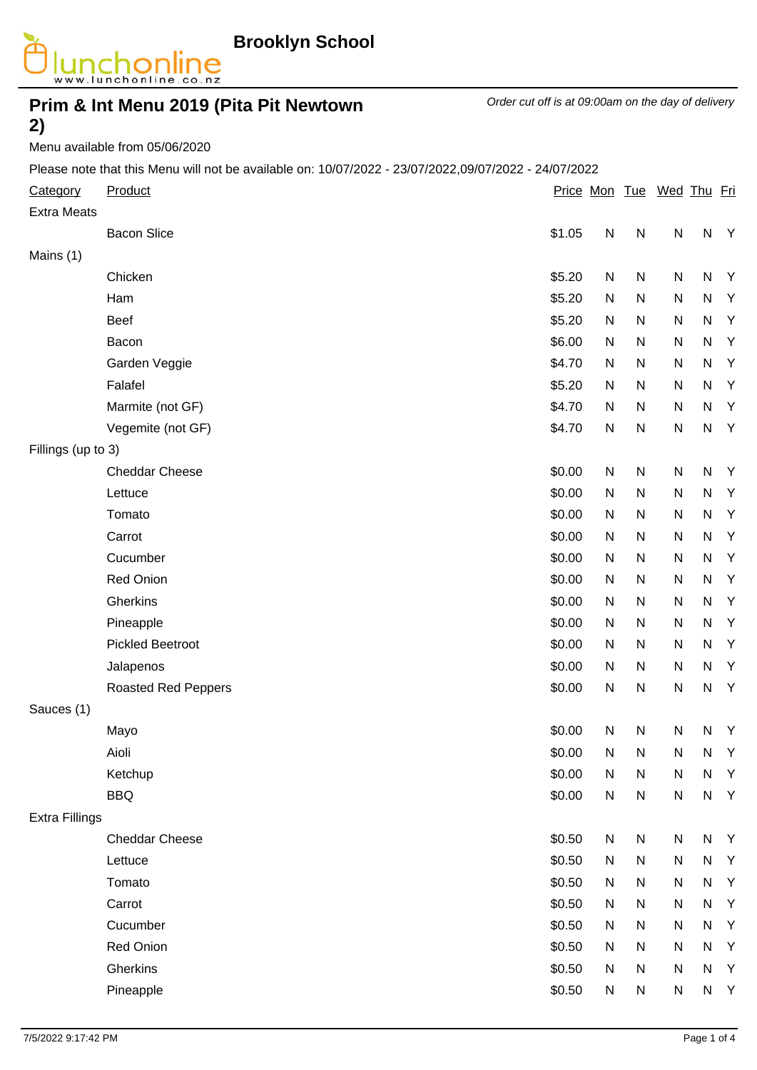**Brooklyn School**

# Prim & Int Menu 2019 (Pita Pit Newtown 2)

*Order cut off is at 09:00am on the day of delivery*

Menu available from 05/06/2020

Please note that this Menu will not be available on: 10/07/2022 - 23/07/2022,09/07/2022 - 24/07/2022

| Category | Product | Price | Mon | Tue | Wed | Thu | Fri |
|---|---|---|---|---|---|---|---|
| Extra Meats | | | | | | | |
| | Bacon Slice | $1.05 | N | N | N | N | Y |
| Mains (1) | | | | | | | |
| | Chicken | $5.20 | N | N | N | N | Y |
| | Ham | $5.20 | N | N | N | N | Y |
| | Beef | $5.20 | N | N | N | N | Y |
| | Bacon | $6.00 | N | N | N | N | Y |
| | Garden Veggie | $4.70 | N | N | N | N | Y |
| | Falafel | $5.20 | N | N | N | N | Y |
| | Marmite (not GF) | $4.70 | N | N | N | N | Y |
| | Vegemite (not GF) | $4.70 | N | N | N | N | Y |
| Fillings (up to 3) | | | | | | | |
| | Cheddar Cheese | $0.00 | N | N | N | N | Y |
| | Lettuce | $0.00 | N | N | N | N | Y |
| | Tomato | $0.00 | N | N | N | N | Y |
| | Carrot | $0.00 | N | N | N | N | Y |
| | Cucumber | $0.00 | N | N | N | N | Y |
| | Red Onion | $0.00 | N | N | N | N | Y |
| | Gherkins | $0.00 | N | N | N | N | Y |
| | Pineapple | $0.00 | N | N | N | N | Y |
| | Pickled Beetroot | $0.00 | N | N | N | N | Y |
| | Jalapenos | $0.00 | N | N | N | N | Y |
| | Roasted Red Peppers | $0.00 | N | N | N | N | Y |
| Sauces (1) | | | | | | | |
| | Mayo | $0.00 | N | N | N | N | Y |
| | Aioli | $0.00 | N | N | N | N | Y |
| | Ketchup | $0.00 | N | N | N | N | Y |
| | BBQ | $0.00 | N | N | N | N | Y |
| Extra Fillings | | | | | | | |
| | Cheddar Cheese | $0.50 | N | N | N | N | Y |
| | Lettuce | $0.50 | N | N | N | N | Y |
| | Tomato | $0.50 | N | N | N | N | Y |
| | Carrot | $0.50 | N | N | N | N | Y |
| | Cucumber | $0.50 | N | N | N | N | Y |
| | Red Onion | $0.50 | N | N | N | N | Y |
| | Gherkins | $0.50 | N | N | N | N | Y |
| | Pineapple | $0.50 | N | N | N | N | Y |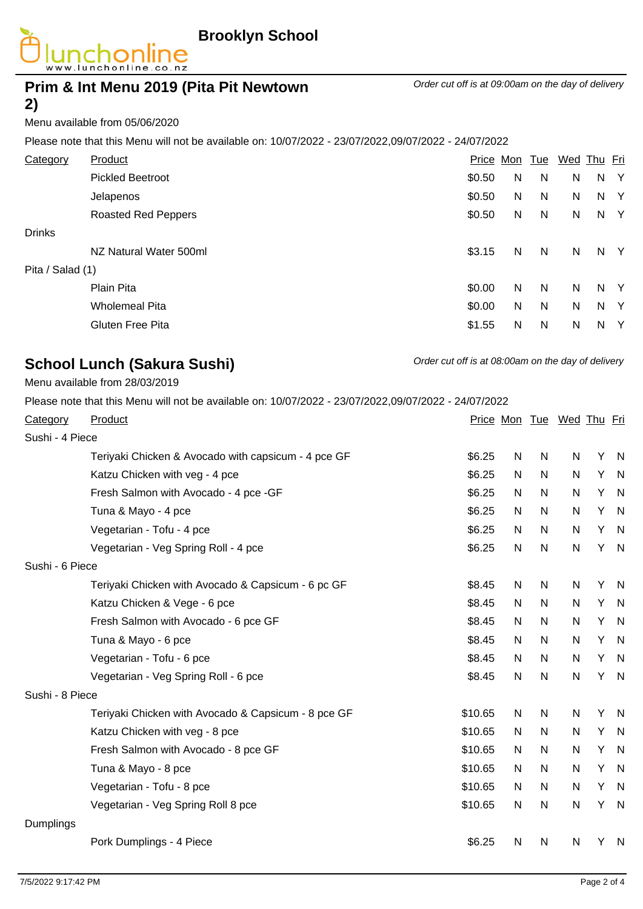# Brooklyn School

## Prim & Int Menu 2019 (Pita Pit Newtown 2)

*Order cut off is at 09:00am on the day of delivery*

Menu available from 05/06/2020

Please note that this Menu will not be available on: 10/07/2022 - 23/07/2022,09/07/2022 - 24/07/2022

| Category | Product | Price | Mon | Tue | Wed | Thu | Fri |
|---|---|---|---|---|---|---|---|
| | Pickled Beetroot | $0.50 | N | N | N | N | Y |
| | Jelapenos | $0.50 | N | N | N | N | Y |
| | Roasted Red Peppers | $0.50 | N | N | N | N | Y |
| Drinks | | | | | | | |
| | NZ Natural Water 500ml | $3.15 | N | N | N | N | Y |
| Pita / Salad (1) | | | | | | | |
| | Plain Pita | $0.00 | N | N | N | N | Y |
| | Wholemeal Pita | $0.00 | N | N | N | N | Y |
| | Gluten Free Pita | $1.55 | N | N | N | N | Y |

## School Lunch (Sakura Sushi)

*Order cut off is at 08:00am on the day of delivery*

Menu available from 28/03/2019

Please note that this Menu will not be available on: 10/07/2022 - 23/07/2022,09/07/2022 - 24/07/2022

| Category | Product | Price | Mon | Tue | Wed | Thu | Fri |
|---|---|---|---|---|---|---|---|
| Sushi - 4 Piece | | | | | | | |
| | Teriyaki Chicken & Avocado with capsicum - 4 pce GF | $6.25 | N | N | N | Y | N |
| | Katzu Chicken with veg - 4 pce | $6.25 | N | N | N | Y | N |
| | Fresh Salmon with Avocado - 4 pce -GF | $6.25 | N | N | N | Y | N |
| | Tuna & Mayo - 4 pce | $6.25 | N | N | N | Y | N |
| | Vegetarian - Tofu - 4 pce | $6.25 | N | N | N | Y | N |
| | Vegetarian - Veg Spring Roll - 4 pce | $6.25 | N | N | N | Y | N |
| Sushi - 6 Piece | | | | | | | |
| | Teriyaki Chicken with Avocado & Capsicum - 6 pc GF | $8.45 | N | N | N | Y | N |
| | Katzu Chicken & Vege - 6 pce | $8.45 | N | N | N | Y | N |
| | Fresh Salmon with Avocado - 6 pce GF | $8.45 | N | N | N | Y | N |
| | Tuna & Mayo - 6 pce | $8.45 | N | N | N | Y | N |
| | Vegetarian - Tofu - 6 pce | $8.45 | N | N | N | Y | N |
| | Vegetarian - Veg Spring Roll - 6 pce | $8.45 | N | N | N | Y | N |
| Sushi - 8 Piece | | | | | | | |
| | Teriyaki Chicken with Avocado & Capsicum - 8 pce GF | $10.65 | N | N | N | Y | N |
| | Katzu Chicken with veg - 8 pce | $10.65 | N | N | N | Y | N |
| | Fresh Salmon with Avocado - 8 pce GF | $10.65 | N | N | N | Y | N |
| | Tuna & Mayo - 8 pce | $10.65 | N | N | N | Y | N |
| | Vegetarian - Tofu - 8 pce | $10.65 | N | N | N | Y | N |
| | Vegetarian - Veg Spring Roll 8 pce | $10.65 | N | N | N | Y | N |
| Dumplings | | | | | | | |
| | Pork Dumplings - 4 Piece | $6.25 | N | N | N | Y | N |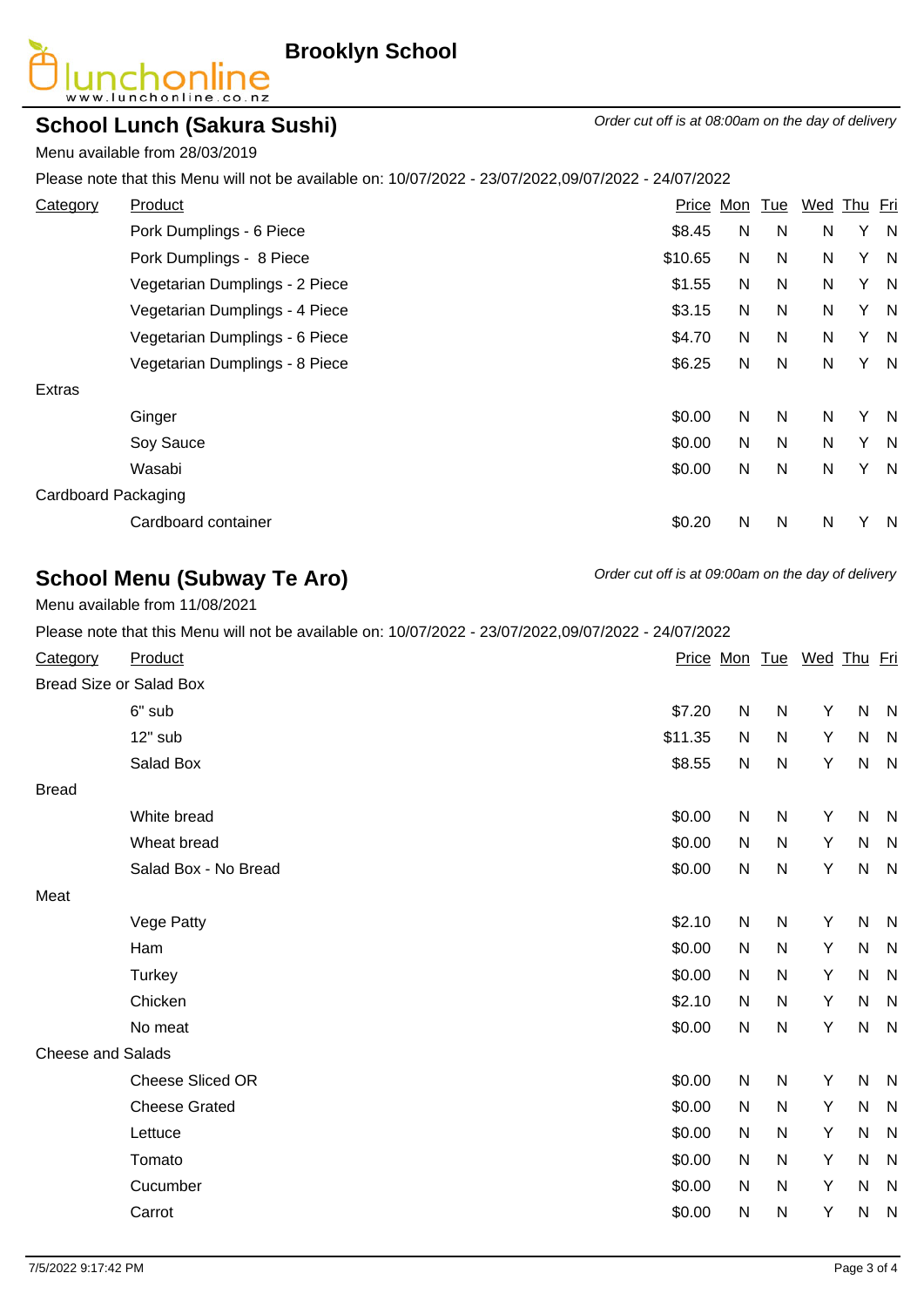**Brooklyn School**

## School Lunch (Sakura Sushi)

*Order cut off is at 08:00am on the day of delivery*

Menu available from 28/03/2019

Please note that this Menu will not be available on: 10/07/2022 - 23/07/2022,09/07/2022 - 24/07/2022

| Category | Product | Price | Mon | Tue | Wed | Thu | Fri |
|---|---|---|---|---|---|---|---|
| | Pork Dumplings - 6 Piece | $8.45 | N | N | N | Y | N |
| | Pork Dumplings - 8 Piece | $10.65 | N | N | N | Y | N |
| | Vegetarian Dumplings - 2 Piece | $1.55 | N | N | N | Y | N |
| | Vegetarian Dumplings - 4 Piece | $3.15 | N | N | N | Y | N |
| | Vegetarian Dumplings - 6 Piece | $4.70 | N | N | N | Y | N |
| | Vegetarian Dumplings - 8 Piece | $6.25 | N | N | N | Y | N |
| Extras | | | | | | | |
| | Ginger | $0.00 | N | N | N | Y | N |
| | Soy Sauce | $0.00 | N | N | N | Y | N |
| | Wasabi | $0.00 | N | N | N | Y | N |
| Cardboard Packaging | | | | | | | |
| | Cardboard container | $0.20 | N | N | N | Y | N |

## School Menu (Subway Te Aro)

*Order cut off is at 09:00am on the day of delivery*

Menu available from 11/08/2021

Please note that this Menu will not be available on: 10/07/2022 - 23/07/2022,09/07/2022 - 24/07/2022

| Category | Product | Price | Mon | Tue | Wed | Thu | Fri |
|---|---|---|---|---|---|---|---|
| Bread Size or Salad Box | | | | | | | |
| | 6" sub | $7.20 | N | N | Y | N | N |
| | 12" sub | $11.35 | N | N | Y | N | N |
| | Salad Box | $8.55 | N | N | Y | N | N |
| Bread | | | | | | | |
| | White bread | $0.00 | N | N | Y | N | N |
| | Wheat bread | $0.00 | N | N | Y | N | N |
| | Salad Box - No Bread | $0.00 | N | N | Y | N | N |
| Meat | | | | | | | |
| | Vege Patty | $2.10 | N | N | Y | N | N |
| | Ham | $0.00 | N | N | Y | N | N |
| | Turkey | $0.00 | N | N | Y | N | N |
| | Chicken | $2.10 | N | N | Y | N | N |
| | No meat | $0.00 | N | N | Y | N | N |
| Cheese and Salads | | | | | | | |
| | Cheese Sliced OR | $0.00 | N | N | Y | N | N |
| | Cheese Grated | $0.00 | N | N | Y | N | N |
| | Lettuce | $0.00 | N | N | Y | N | N |
| | Tomato | $0.00 | N | N | Y | N | N |
| | Cucumber | $0.00 | N | N | Y | N | N |
| | Carrot | $0.00 | N | N | Y | N | N |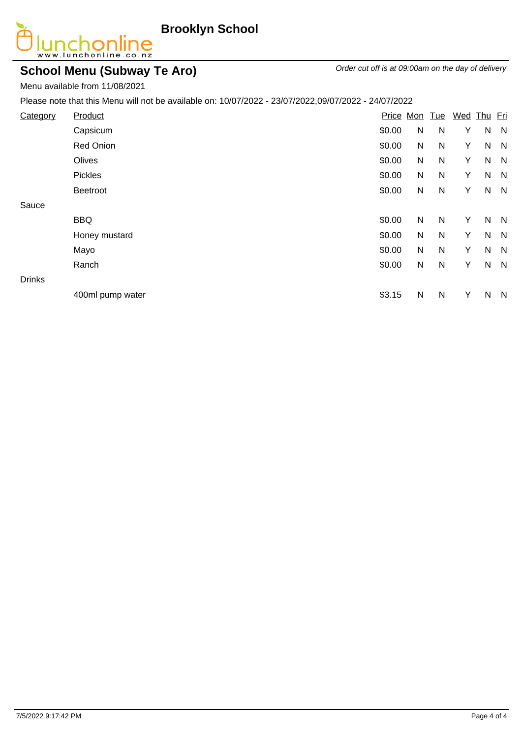**Brooklyn School**

## School Menu (Subway Te Aro)

*Order cut off is at 09:00am on the day of delivery*

Menu available from 11/08/2021

Please note that this Menu will not be available on: 10/07/2022 - 23/07/2022,09/07/2022 - 24/07/2022

| Category | Product | Price | Mon | Tue | Wed | Thu | Fri |
| --- | --- | --- | --- | --- | --- | --- | --- |
| | Capsicum | $0.00 | N | N | Y | N | N |
| | Red Onion | $0.00 | N | N | Y | N | N |
| | Olives | $0.00 | N | N | Y | N | N |
| | Pickles | $0.00 | N | N | Y | N | N |
| | Beetroot | $0.00 | N | N | Y | N | N |
| Sauce | | | | | | | |
| | BBQ | $0.00 | N | N | Y | N | N |
| | Honey mustard | $0.00 | N | N | Y | N | N |
| | Mayo | $0.00 | N | N | Y | N | N |
| | Ranch | $0.00 | N | N | Y | N | N |
| Drinks | | | | | | | |
| | 400ml pump water | $3.15 | N | N | Y | N | N |

7/5/2022 9:17:42 PM